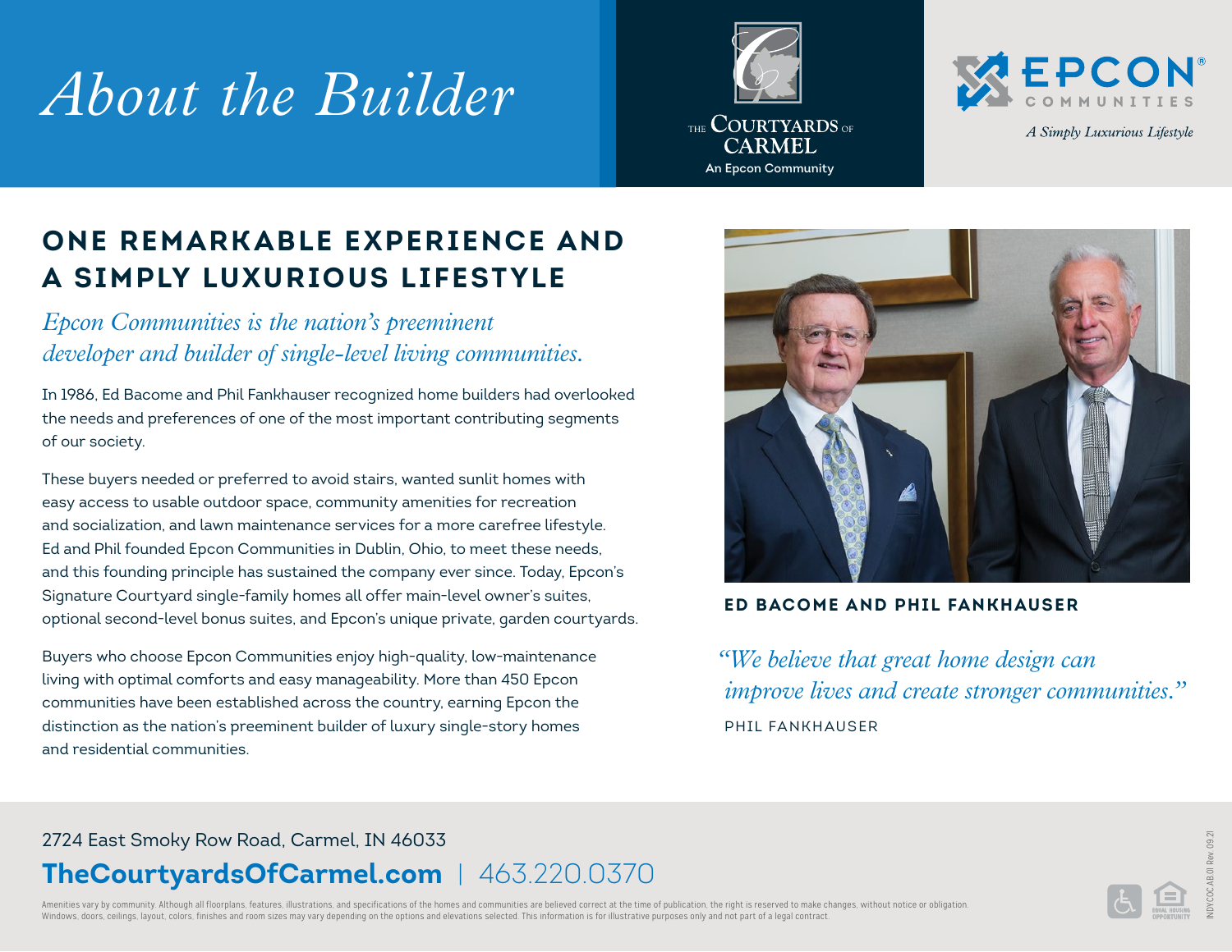# About the Builder

THE COURTYARDS OF CARMEL
An Epcon Community

EPCON COMMUNITIES
*A Simply Luxurious Lifestyle*

## ONE REMARKABLE EXPERIENCE AND A SIMPLY LUXURIOUS LIFESTYLE

*Epcon Communities is the nation's preeminent developer and builder of single-level living communities.*

In 1986, Ed Bacome and Phil Fankhauser recognized home builders had overlooked the needs and preferences of one of the most important contributing segments of our society.

These buyers needed or preferred to avoid stairs, wanted sunlit homes with easy access to usable outdoor space, community amenities for recreation and socialization, and lawn maintenance services for a more carefree lifestyle. Ed and Phil founded Epcon Communities in Dublin, Ohio, to meet these needs, and this founding principle has sustained the company ever since. Today, Epcon's Signature Courtyard single-family homes all offer main-level owner's suites, optional second-level bonus suites, and Epcon's unique private, garden courtyards.

Buyers who choose Epcon Communities enjoy high-quality, low-maintenance living with optimal comforts and easy manageability. More than 450 Epcon communities have been established across the country, earning Epcon the distinction as the nation's preeminent builder of luxury single-story homes and residential communities.

**ED BACOME AND PHIL FANKHAUSER**

*"We believe that great home design can improve lives and create stronger communities."*

PHIL FANKHAUSER

2724 East Smoky Row Road, Carmel, IN 46033

**TheCourtyardsOfCarmel.com** | 463.220.0370

Amenities vary by community. Although all floorplans, features, illustrations, and specifications of the homes and communities are believed correct at the time of publication, the right is reserved to make changes, without notice or obligation. Windows, doors, ceilings, layout, colors, finishes and room sizes may vary depending on the options and elevations selected. This information is for illustrative purposes only and not part of a legal contract.

INDY.COC.AB.01 Rev 09.21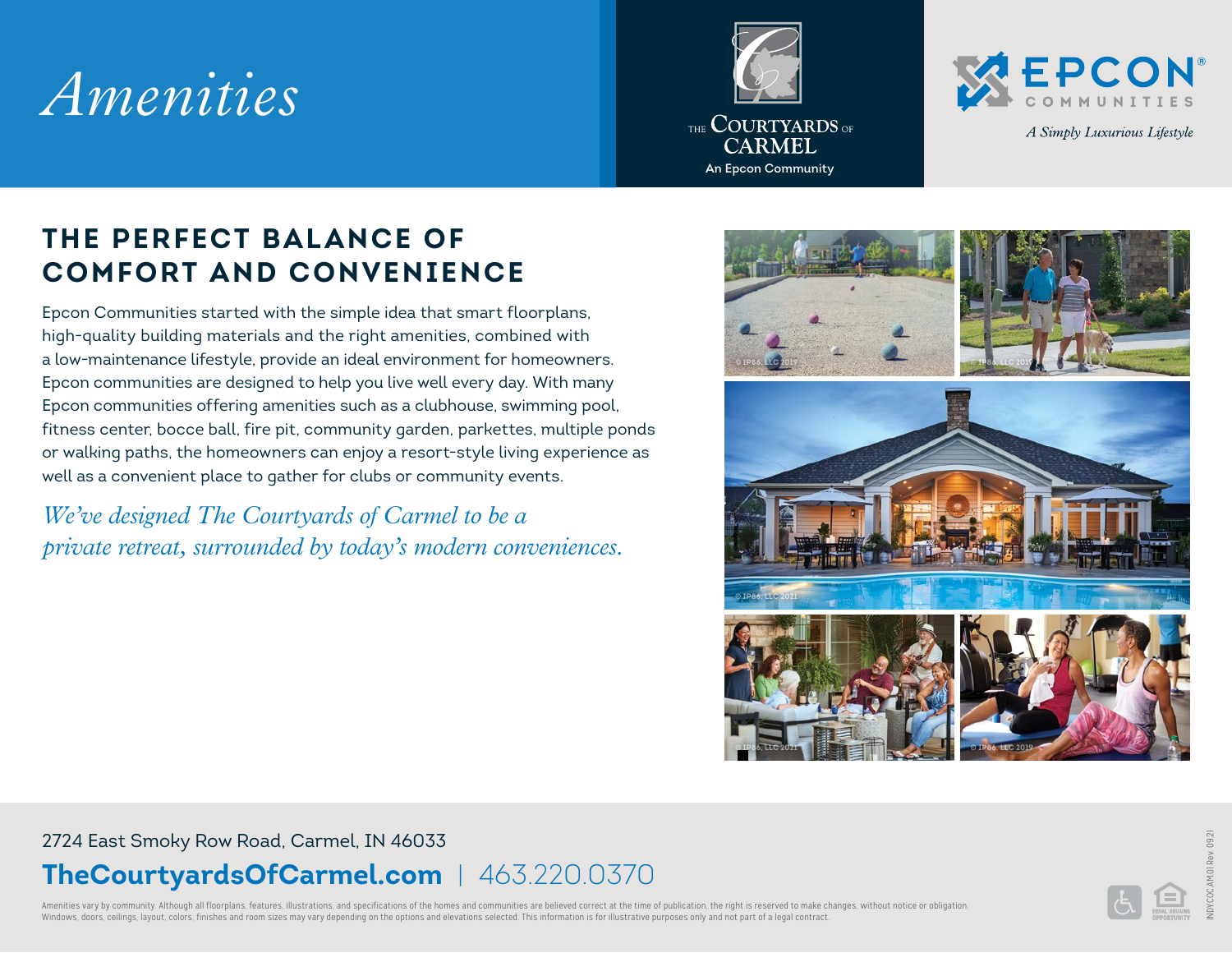# Amenities

THE COURTYARDS OF CARMEL
An Epcon Community

EPCON COMMUNITIES
*A Simply Luxurious Lifestyle*

## THE PERFECT BALANCE OF COMFORT AND CONVENIENCE

Epcon Communities started with the simple idea that smart floorplans, high-quality building materials and the right amenities, combined with a low-maintenance lifestyle, provide an ideal environment for homeowners. Epcon communities are designed to help you live well every day. With many Epcon communities offering amenities such as a clubhouse, swimming pool, fitness center, bocce ball, fire pit, community garden, parkettes, multiple ponds or walking paths, the homeowners can enjoy a resort-style living experience as well as a convenient place to gather for clubs or community events.

*We've designed The Courtyards of Carmel to be a private retreat, surrounded by today's modern conveniences.*

2724 East Smoky Row Road, Carmel, IN 46033

**TheCourtyardsOfCarmel.com** | 463.220.0370

Amenities vary by community. Although all floorplans, features, illustrations, and specifications of the homes and communities are believed correct at the time of publication, the right is reserved to make changes, without notice or obligation. Windows, doors, ceilings, layout, colors, finishes and room sizes may vary depending on the options and elevations selected. This information is for illustrative purposes only and not part of a legal contract.

INDYCOCAM01 Rev. 0921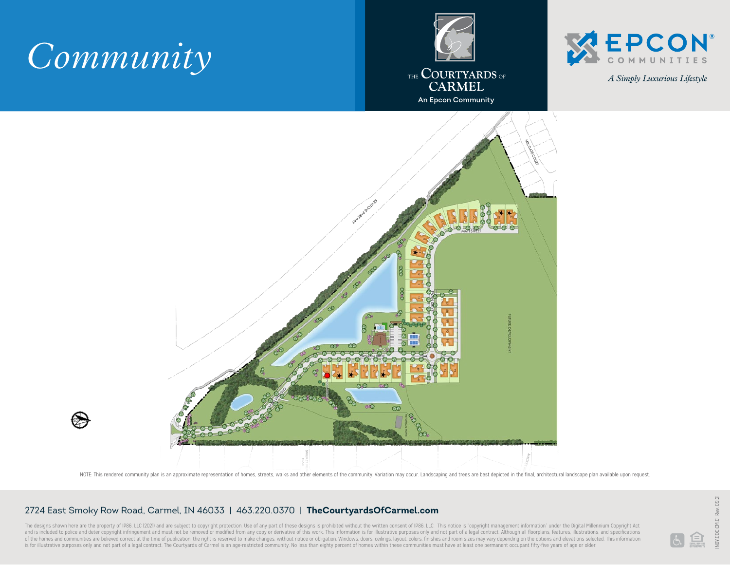# Community

THE COURTYARDS OF CARMEL

An Epcon Community

EPCON COMMUNITIES

*A Simply Luxurious Lifestyle*

KEYSTONE PARKWAY

MILLGATE COURT

MATT STREET

CRISTAVA DRIVE

FUTURE DEVELOPMENT

HISTORICAL HOME

SMOKEY ROW TRAIL

NOTE: This rendered community plan is an approximate representation of homes, streets, walks and other elements of the community. Variation may occur. Landscaping and trees are best depicted in the final, architectural landscape plan available upon request.

2724 East Smoky Row Road, Carmel, IN 46033 | 463.220.0370 | **TheCourtyardsOfCarmel.com**

The designs shown here are the property of IP86, LLC (2021) and are subject to copyright protection. Use of any part of these designs is prohibited without the written consent of IP86, LLC. This notice is "copyright management information" under the Digital Millennium Copyright Act and is included to police and deter copyright infringement and must not be removed or modified from any copy or derivative of this work. This information is for illustrative purposes only and not part of a legal contract. Although all floorplans, features, illustrations, and specifications of the homes and communities are believed correct at the time of publication, the right is reserved to make changes, without notice or obligation. Windows, doors, ceilings, layout, colors, finishes and room sizes may vary depending on the options and elevations selected. This information is for illustrative purposes only and not part of a legal contract. The Courtyards of Carmel is an age-restricted community. No less than eighty percent of homes within these communities must have at least one permanent occupant fifty-five years of age or older.

INDY.COC.CM.01 Rev. 09.21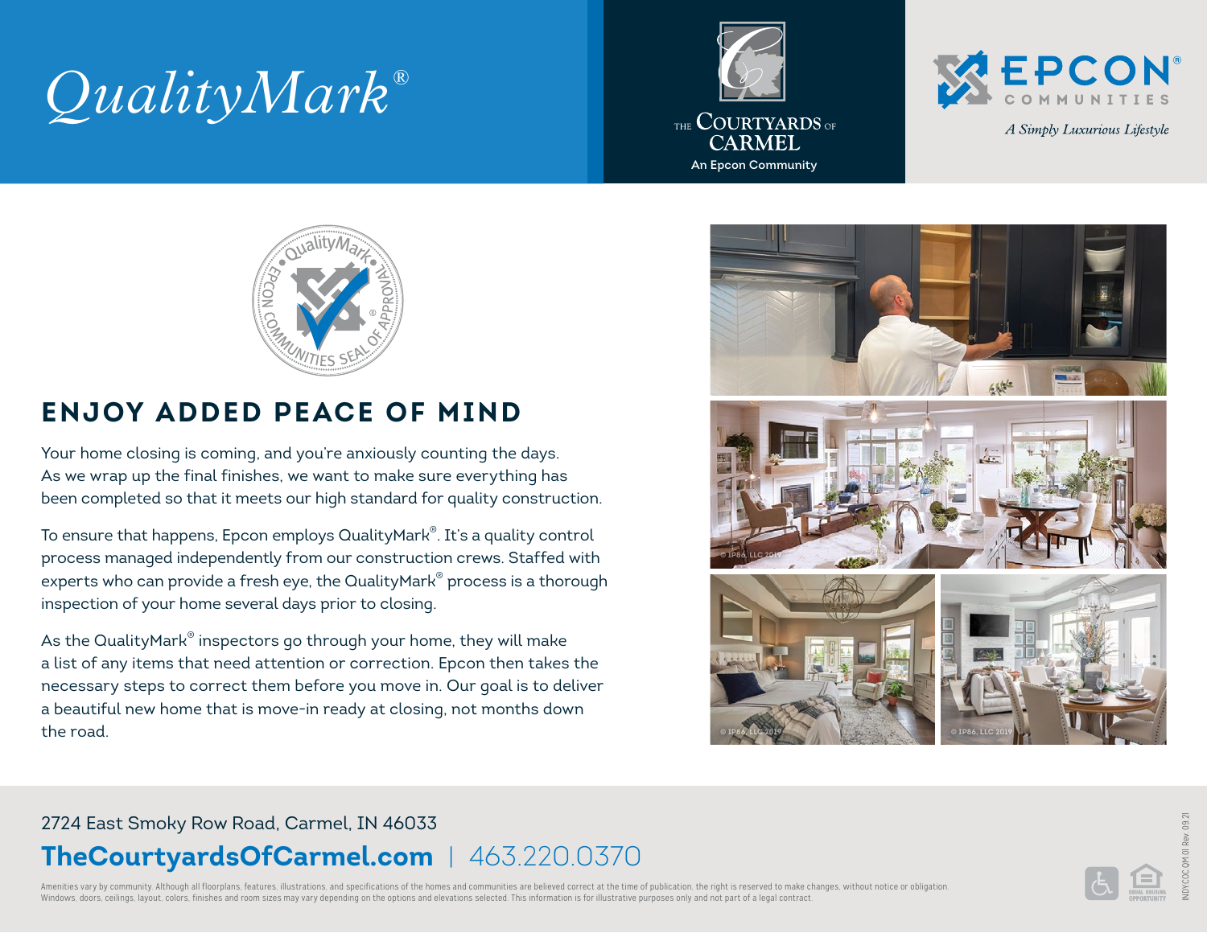QualityMark®

THE COURTYARDS OF CARMEL
An Epcon Community

EPCON® COMMUNITIES
*A Simply Luxurious Lifestyle*

## ENJOY ADDED PEACE OF MIND

Your home closing is coming, and you're anxiously counting the days. As we wrap up the final finishes, we want to make sure everything has been completed so that it meets our high standard for quality construction.

To ensure that happens, Epcon employs QualityMark®. It's a quality control process managed independently from our construction crews. Staffed with experts who can provide a fresh eye, the QualityMark® process is a thorough inspection of your home several days prior to closing.

As the QualityMark® inspectors go through your home, they will make a list of any items that need attention or correction. Epcon then takes the necessary steps to correct them before you move in. Our goal is to deliver a beautiful new home that is move-in ready at closing, not months down the road.

2724 East Smoky Row Road, Carmel, IN 46033

**TheCourtyardsOfCarmel.com** | 463.220.0370

Amenities vary by community. Although all floorplans, features, illustrations, and specifications of the homes and communities are believed correct at the time of publication, the right is reserved to make changes, without notice or obligation. Windows, doors, ceilings, layout, colors, finishes and room sizes may vary depending on the options and elevations selected. This information is for illustrative purposes only and not part of a legal contract.

INDY.COC.QM.01 Rev. 09.21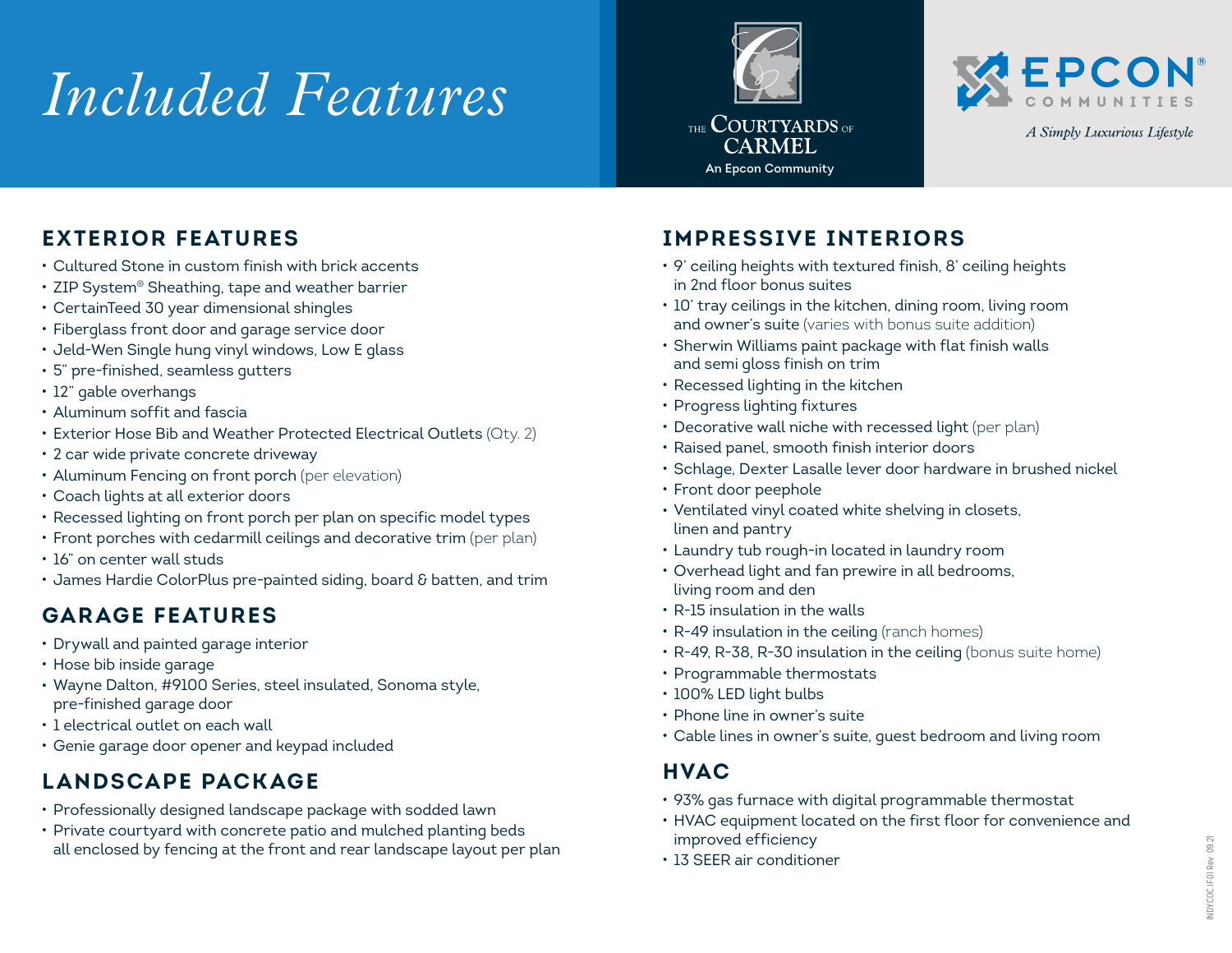# Included Features

THE COURTYARDS OF CARMEL
An Epcon Community

EPCON COMMUNITIES
*A Simply Luxurious Lifestyle*

## EXTERIOR FEATURES

- Cultured Stone in custom finish with brick accents
- ZIP System® Sheathing, tape and weather barrier
- CertainTeed 30 year dimensional shingles
- Fiberglass front door and garage service door
- Jeld-Wen Single hung vinyl windows, Low E glass
- 5" pre-finished, seamless gutters
- 12" gable overhangs
- Aluminum soffit and fascia
- Exterior Hose Bib and Weather Protected Electrical Outlets (Qty. 2)
- 2 car wide private concrete driveway
- Aluminum Fencing on front porch (per elevation)
- Coach lights at all exterior doors
- Recessed lighting on front porch per plan on specific model types
- Front porches with cedarmill ceilings and decorative trim (per plan)
- 16" on center wall studs
- James Hardie ColorPlus pre-painted siding, board & batten, and trim

## GARAGE FEATURES

- Drywall and painted garage interior
- Hose bib inside garage
- Wayne Dalton, #9100 Series, steel insulated, Sonoma style, pre-finished garage door
- 1 electrical outlet on each wall
- Genie garage door opener and keypad included

## LANDSCAPE PACKAGE

- Professionally designed landscape package with sodded lawn
- Private courtyard with concrete patio and mulched planting beds all enclosed by fencing at the front and rear landscape layout per plan

## IMPRESSIVE INTERIORS

- 9' ceiling heights with textured finish, 8' ceiling heights in 2nd floor bonus suites
- 10' tray ceilings in the kitchen, dining room, living room and owner's suite (varies with bonus suite addition)
- Sherwin Williams paint package with flat finish walls and semi gloss finish on trim
- Recessed lighting in the kitchen
- Progress lighting fixtures
- Decorative wall niche with recessed light (per plan)
- Raised panel, smooth finish interior doors
- Schlage, Dexter Lasalle lever door hardware in brushed nickel
- Front door peephole
- Ventilated vinyl coated white shelving in closets, linen and pantry
- Laundry tub rough-in located in laundry room
- Overhead light and fan prewire in all bedrooms, living room and den
- R-15 insulation in the walls
- R-49 insulation in the ceiling (ranch homes)
- R-49, R-38, R-30 insulation in the ceiling (bonus suite home)
- Programmable thermostats
- 100% LED light bulbs
- Phone line in owner's suite
- Cable lines in owner's suite, guest bedroom and living room

## HVAC

- 93% gas furnace with digital programmable thermostat
- HVAC equipment located on the first floor for convenience and improved efficiency
- 13 SEER air conditioner

INDY.COC.IF.01 Rev. 09.21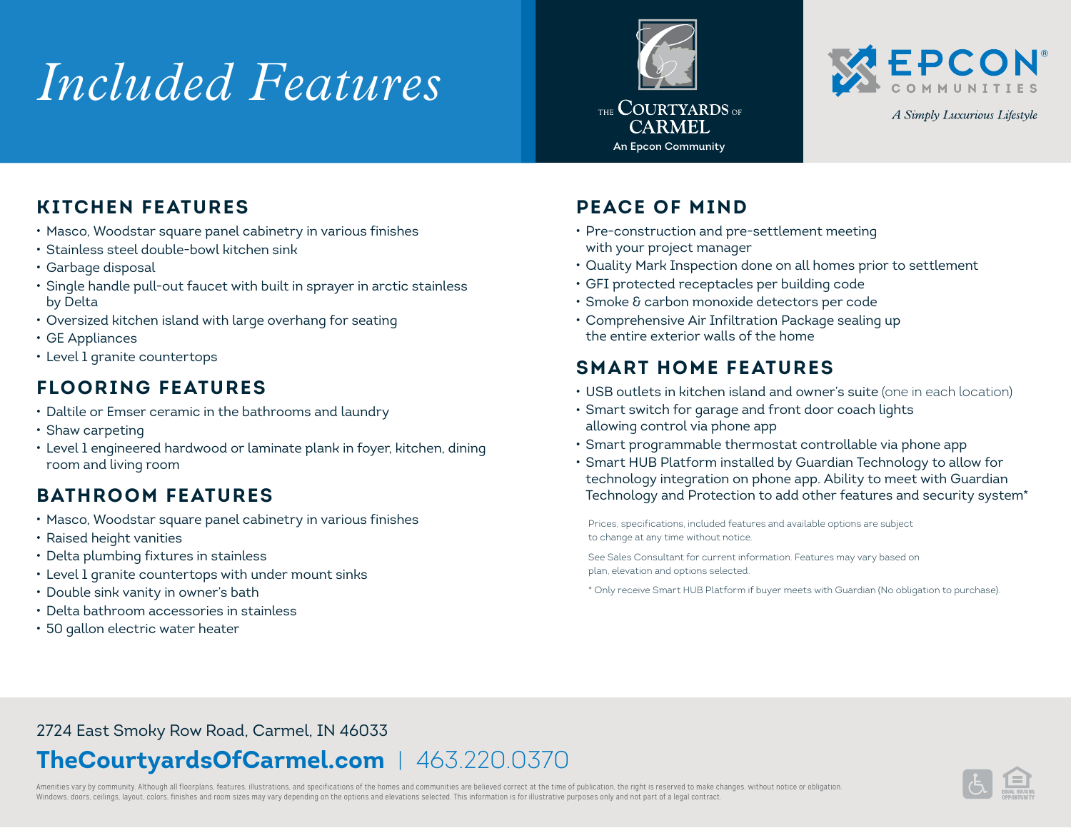# Included Features

THE COURTYARDS OF CARMEL
An Epcon Community

EPCON COMMUNITIES
*A Simply Luxurious Lifestyle*

## KITCHEN FEATURES

- Masco, Woodstar square panel cabinetry in various finishes
- Stainless steel double-bowl kitchen sink
- Garbage disposal
- Single handle pull-out faucet with built in sprayer in arctic stainless by Delta
- Oversized kitchen island with large overhang for seating
- GE Appliances
- Level 1 granite countertops

## FLOORING FEATURES

- Daltile or Emser ceramic in the bathrooms and laundry
- Shaw carpeting
- Level 1 engineered hardwood or laminate plank in foyer, kitchen, dining room and living room

## BATHROOM FEATURES

- Masco, Woodstar square panel cabinetry in various finishes
- Raised height vanities
- Delta plumbing fixtures in stainless
- Level 1 granite countertops with under mount sinks
- Double sink vanity in owner's bath
- Delta bathroom accessories in stainless
- 50 gallon electric water heater

## PEACE OF MIND

- Pre-construction and pre-settlement meeting with your project manager
- Quality Mark Inspection done on all homes prior to settlement
- GFI protected receptacles per building code
- Smoke & carbon monoxide detectors per code
- Comprehensive Air Infiltration Package sealing up the entire exterior walls of the home

## SMART HOME FEATURES

- USB outlets in kitchen island and owner's suite (one in each location)
- Smart switch for garage and front door coach lights allowing control via phone app
- Smart programmable thermostat controllable via phone app
- Smart HUB Platform installed by Guardian Technology to allow for technology integration on phone app. Ability to meet with Guardian Technology and Protection to add other features and security system*

Prices, specifications, included features and available options are subject to change at any time without notice.

See Sales Consultant for current information. Features may vary based on plan, elevation and options selected.

* Only receive Smart HUB Platform if buyer meets with Guardian (No obligation to purchase).

2724 East Smoky Row Road, Carmel, IN 46033

**TheCourtyardsOfCarmel.com** | 463.220.0370

Amenities vary by community. Although all floorplans, features, illustrations, and specifications of the homes and communities are believed correct at the time of publication, the right is reserved to make changes, without notice or obligation. Windows, doors, ceilings, layout, colors, finishes and room sizes may vary depending on the options and elevations selected. This information is for illustrative purposes only and not part of a legal contract.

EQUAL HOUSING OPPORTUNITY